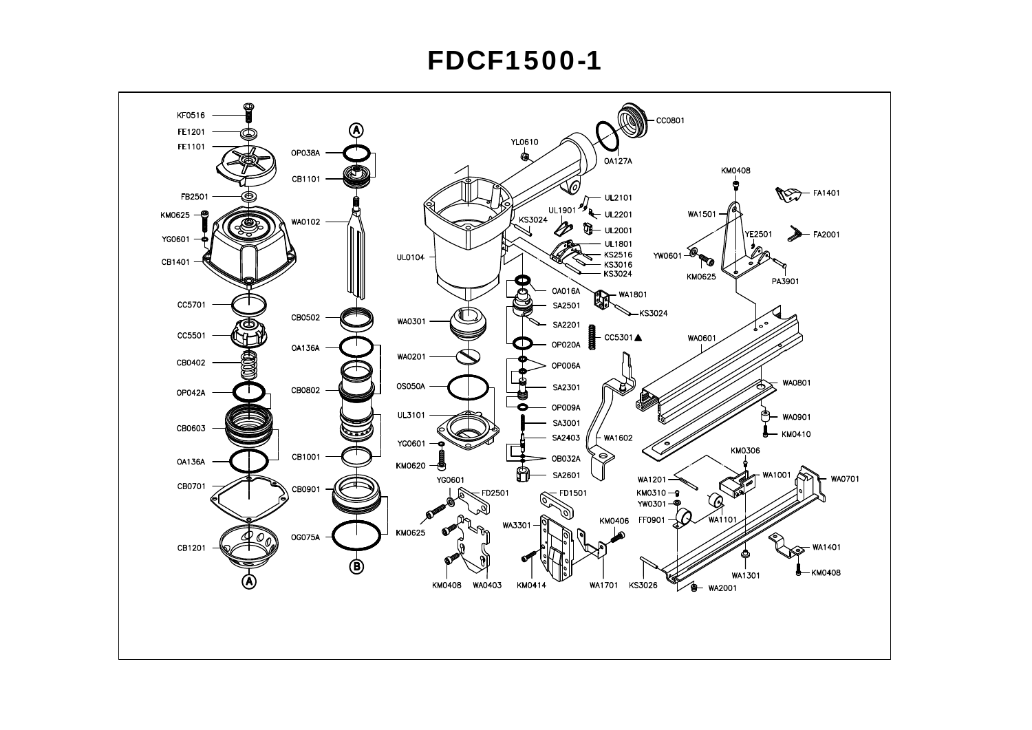# FDCF1500-1

KF0516
FE1201
FE1101
FB2501
KM0625
YG0601
CB1401
CC5701
CC5501
CB0402
OP042A
CB0603
OA136A
CB0701
CB1201
A

A
OP038A
CB1101
WA0102
CB0502
OA136A
CB0802
CB1001
CB0901
OG075A
B

YL0610
CC0801
OA127A
UL0104
UL2101
UL1901
UL2201
KS3024
UL2001
UL1801
KS2516
KS3016
KS3024
OA016A
WA1801
SA2501
KS3024
WA0301
SA2201
OP020A
CC5301 ▲
WA0201
OP006A
SA2301
OS050A
OP009A
UL3101
SA3001
YG0601
SA2403
WA1602
KM0620
OB032A
SA2601
YG0601
FD2501
FD1501
KM0625
WA3301
KM0406
KM0408
WA0403
KM0414
WA1701
KS3026

KM0408
FA1401
WA1501
YE2501
FA2001
YW0601
KM0625
PA3901
WA0601
WA0801
WA0901
KM0410
KM0306
WA1201
WA1001
WA0701
KM0310
YW0301
FF0901
WA1101
WA1401
WA1301
KM0408
WA2001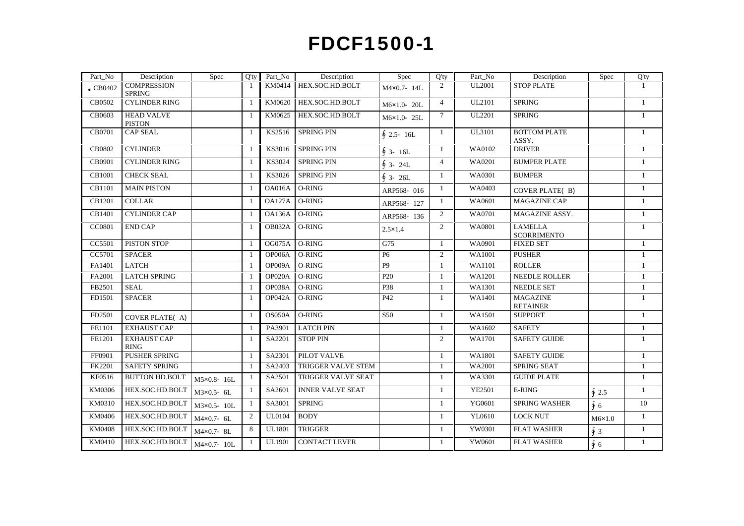# FDCF1500-1

| Part_No | Description | Spec | Q'ty | Part_No | Description | Spec | Q'ty | Part_No | Description | Spec | Q'ty |
|---|---|---|---|---|---|---|---|---|---|---|---|
| ◄ CB0402 | COMPRESSION SPRING | | 1 | KM0414 | HEX.SOC.HD.BOLT | M4×0.7- 14L | 2 | UL2001 | STOP PLATE | | 1 |
| CB0502 | CYLINDER RING | | 1 | KM0620 | HEX.SOC.HD.BOLT | M6×1.0- 20L | 4 | UL2101 | SPRING | | 1 |
| CB0603 | HEAD VALVE PISTON | | 1 | KM0625 | HEX.SOC.HD.BOLT | M6×1.0- 25L | 7 | UL2201 | SPRING | | 1 |
| CB0701 | CAP SEAL | | 1 | KS2516 | SPRING PIN | ∮ 2.5- 16L | 1 | UL3101 | BOTTOM PLATE ASSY. | | 1 |
| CB0802 | CYLINDER | | 1 | KS3016 | SPRING PIN | ∮ 3- 16L | 1 | WA0102 | DRIVER | | 1 |
| CB0901 | CYLINDER RING | | 1 | KS3024 | SPRING PIN | ∮ 3- 24L | 4 | WA0201 | BUMPER PLATE | | 1 |
| CB1001 | CHECK SEAL | | 1 | KS3026 | SPRING PIN | ∮ 3- 26L | 1 | WA0301 | BUMPER | | 1 |
| CB1101 | MAIN PISTON | | 1 | OA016A | O-RING | ARP568- 016 | 1 | WA0403 | COVER PLATE( B) | | 1 |
| CB1201 | COLLAR | | 1 | OA127A | O-RING | ARP568- 127 | 1 | WA0601 | MAGAZINE CAP | | 1 |
| CB1401 | CYLINDER CAP | | 1 | OA136A | O-RING | ARP568- 136 | 2 | WA0701 | MAGAZINE ASSY. | | 1 |
| CC0801 | END CAP | | 1 | OB032A | O-RING | 2.5×1.4 | 2 | WA0801 | LAMELLA SCORRIMENTO | | 1 |
| CC5501 | PISTON STOP | | 1 | OG075A | O-RING | G75 | 1 | WA0901 | FIXED SET | | 1 |
| CC5701 | SPACER | | 1 | OP006A | O-RING | P6 | 2 | WA1001 | PUSHER | | 1 |
| FA1401 | LATCH | | 1 | OP009A | O-RING | P9 | 1 | WA1101 | ROLLER | | 1 |
| FA2001 | LATCH SPRING | | 1 | OP020A | O-RING | P20 | 1 | WA1201 | NEEDLE ROLLER | | 1 |
| FB2501 | SEAL | | 1 | OP038A | O-RING | P38 | 1 | WA1301 | NEEDLE SET | | 1 |
| FD1501 | SPACER | | 1 | OP042A | O-RING | P42 | 1 | WA1401 | MAGAZINE RETAINER | | 1 |
| FD2501 | COVER PLATE( A) | | 1 | OS050A | O-RING | S50 | 1 | WA1501 | SUPPORT | | 1 |
| FE1101 | EXHAUST CAP | | 1 | PA3901 | LATCH PIN | | 1 | WA1602 | SAFETY | | 1 |
| FE1201 | EXHAUST CAP RING | | 1 | SA2201 | STOP PIN | | 2 | WA1701 | SAFETY GUIDE | | 1 |
| FF0901 | PUSHER SPRING | | 1 | SA2301 | PILOT VALVE | | 1 | WA1801 | SAFETY GUIDE | | 1 |
| FK2201 | SAFETY SPRING | | 1 | SA2403 | TRIGGER VALVE STEM | | 1 | WA2001 | SPRING SEAT | | 1 |
| KF0516 | BUTTON HD.BOLT | M5×0.8- 16L | 1 | SA2501 | TRIGGER VALVE SEAT | | 1 | WA3301 | GUIDE PLATE | | 1 |
| KM0306 | HEX.SOC.HD.BOLT | M3×0.5- 6L | 1 | SA2601 | INNER VALVE SEAT | | 1 | YE2501 | E-RING | ∮ 2.5 | 1 |
| KM0310 | HEX.SOC.HD.BOLT | M3×0.5- 10L | 1 | SA3001 | SPRING | | 1 | YG0601 | SPRING WASHER | ∮ 6 | 10 |
| KM0406 | HEX.SOC.HD.BOLT | M4×0.7- 6L | 2 | UL0104 | BODY | | 1 | YL0610 | LOCK NUT | M6×1.0 | 1 |
| KM0408 | HEX.SOC.HD.BOLT | M4×0.7- 8L | 8 | UL1801 | TRIGGER | | 1 | YW0301 | FLAT WASHER | ∮ 3 | 1 |
| KM0410 | HEX.SOC.HD.BOLT | M4×0.7- 10L | 1 | UL1901 | CONTACT LEVER | | 1 | YW0601 | FLAT WASHER | ∮ 6 | 1 |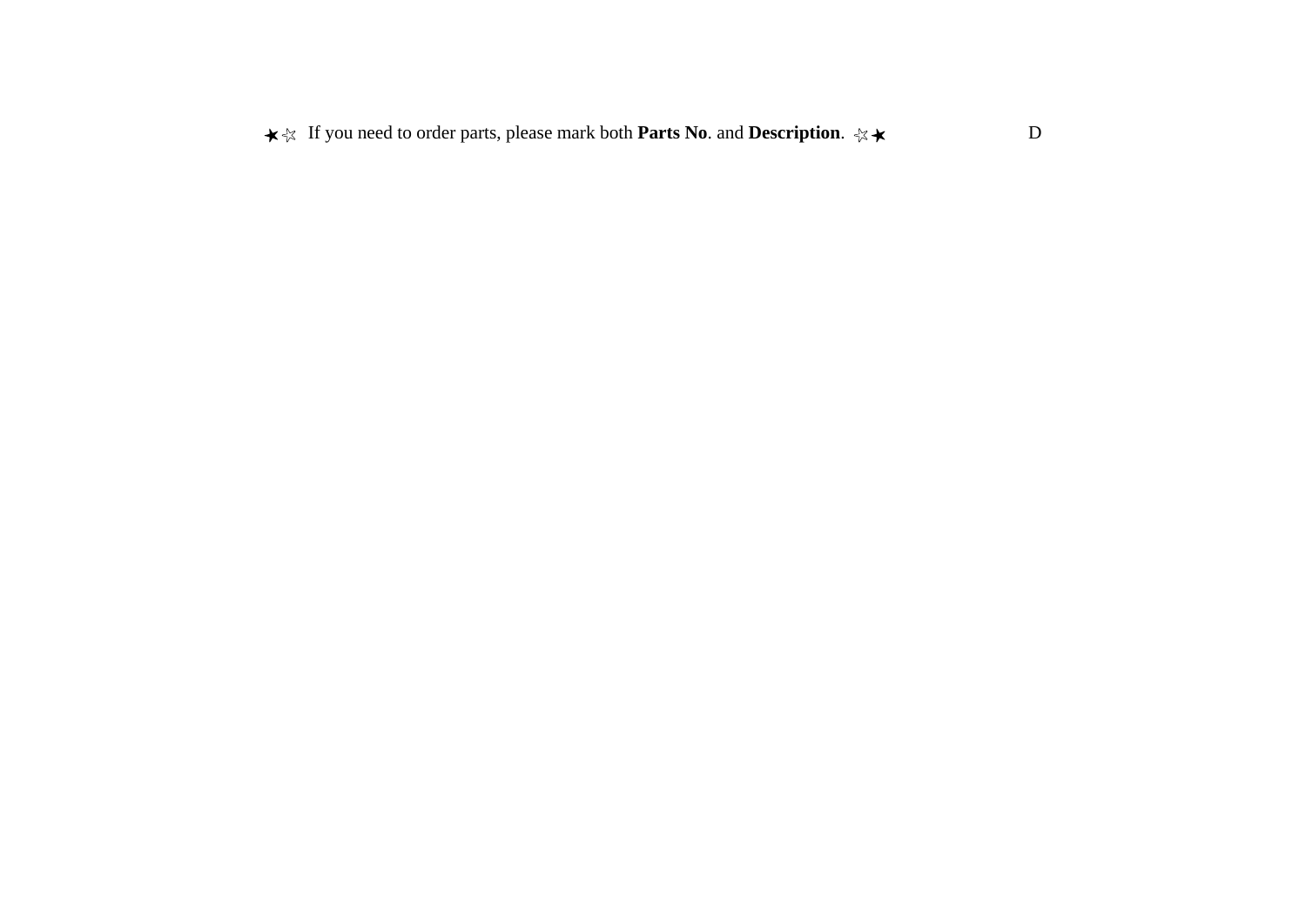★☆ If you need to order parts, please mark both **Parts No**. and **Description**. ☆★ D